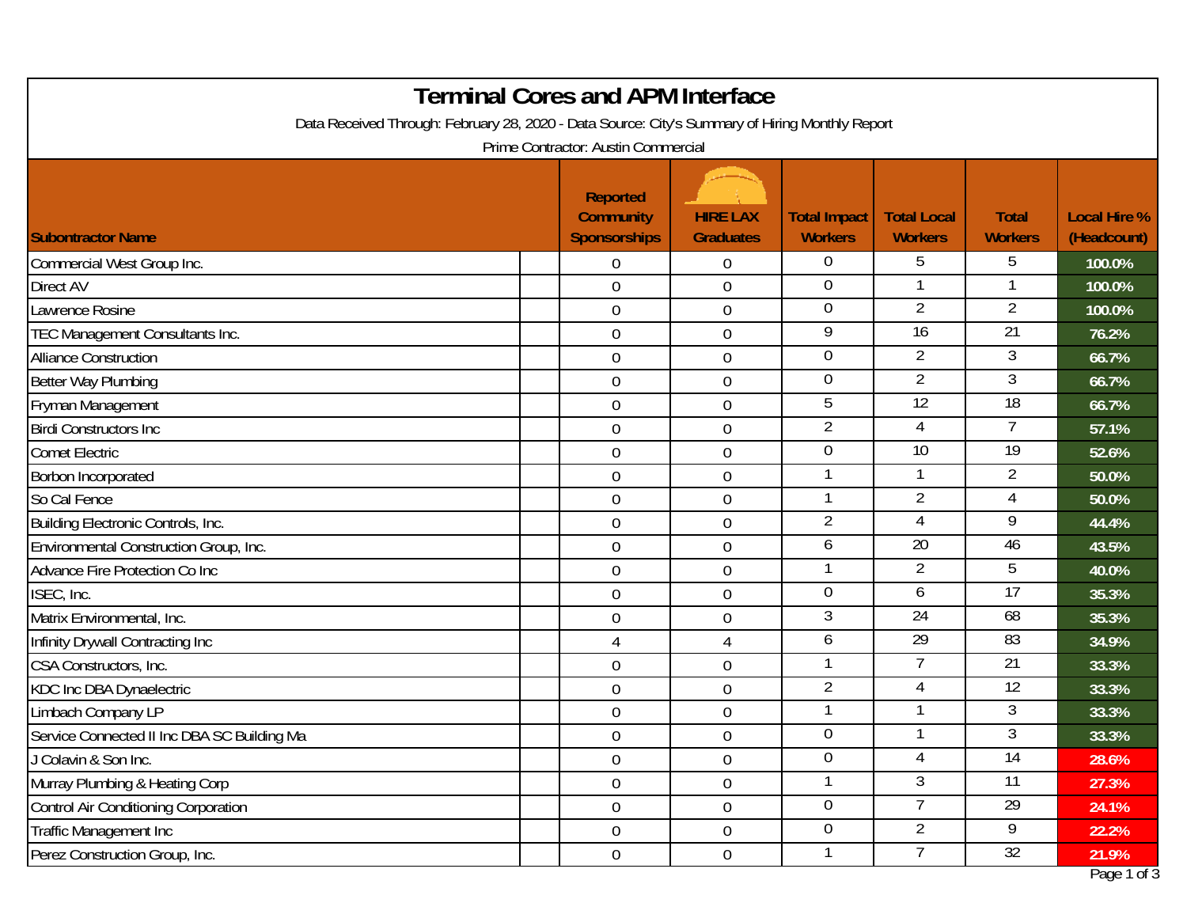# Terminal Cores and APM Interface

Data Received Through: February 28, 2020 - Data Source: City's Summary of Hiring Monthly Report

Prime Contractor: Austin Commercial

| Subontractor Name | Reported Community Sponsorships | HIRE LAX Graduates | Total Impact Workers | Total Local Workers | Total Workers | Local Hire % (Headcount) |
|---|---|---|---|---|---|---|
| Commercial West Group Inc. | 0 | 0 | 0 | 5 | 5 | 100.0% |
| Direct AV | 0 | 0 | 0 | 1 | 1 | 100.0% |
| Lawrence Rosine | 0 | 0 | 0 | 2 | 2 | 100.0% |
| TEC Management Consultants Inc. | 0 | 0 | 9 | 16 | 21 | 76.2% |
| Alliance Construction | 0 | 0 | 0 | 2 | 3 | 66.7% |
| Better Way Plumbing | 0 | 0 | 0 | 2 | 3 | 66.7% |
| Fryman Management | 0 | 0 | 5 | 12 | 18 | 66.7% |
| Birdi Constructors Inc | 0 | 0 | 2 | 4 | 7 | 57.1% |
| Comet Electric | 0 | 0 | 0 | 10 | 19 | 52.6% |
| Borbon Incorporated | 0 | 0 | 1 | 1 | 2 | 50.0% |
| So Cal Fence | 0 | 0 | 1 | 2 | 4 | 50.0% |
| Building Electronic Controls, Inc. | 0 | 0 | 2 | 4 | 9 | 44.4% |
| Environmental Construction Group, Inc. | 0 | 0 | 6 | 20 | 46 | 43.5% |
| Advance Fire Protection Co Inc | 0 | 0 | 1 | 2 | 5 | 40.0% |
| ISEC, Inc. | 0 | 0 | 0 | 6 | 17 | 35.3% |
| Matrix Environmental, Inc. | 0 | 0 | 3 | 24 | 68 | 35.3% |
| Infinity Drywall Contracting Inc | 4 | 4 | 6 | 29 | 83 | 34.9% |
| CSA Constructors, Inc. | 0 | 0 | 1 | 7 | 21 | 33.3% |
| KDC Inc DBA Dynaelectric | 0 | 0 | 2 | 4 | 12 | 33.3% |
| Limbach Company LP | 0 | 0 | 1 | 1 | 3 | 33.3% |
| Service Connected II Inc DBA SC Building Ma | 0 | 0 | 0 | 1 | 3 | 33.3% |
| J Colavin & Son Inc. | 0 | 0 | 0 | 4 | 14 | 28.6% |
| Murray Plumbing & Heating Corp | 0 | 0 | 1 | 3 | 11 | 27.3% |
| Control Air Conditioning Corporation | 0 | 0 | 0 | 7 | 29 | 24.1% |
| Traffic Management Inc | 0 | 0 | 0 | 2 | 9 | 22.2% |
| Perez Construction Group, Inc. | 0 | 0 | 1 | 7 | 32 | 21.9% |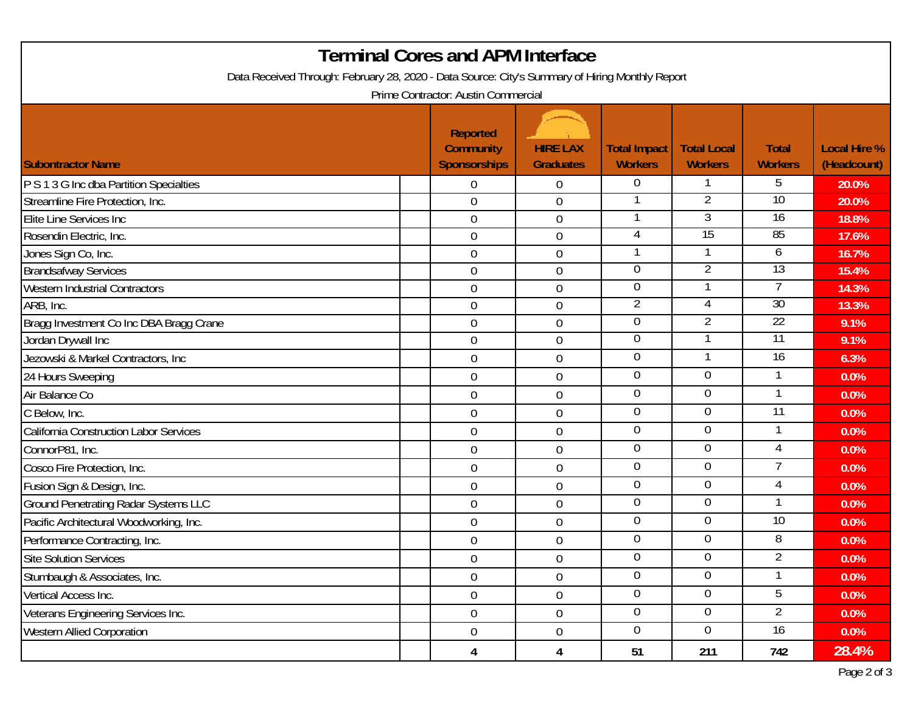# Terminal Cores and APM Interface

Data Received Through: February 28, 2020 - Data Source: City's Summary of Hiring Monthly Report

Prime Contractor: Austin Commercial

| Subcontractor Name | | Reported Community Sponsorships | HIRE LAX Graduates | Total Impact Workers | Total Local Workers | Total Workers | Local Hire % (Headcount) |
|---|---|---|---|---|---|---|---|
| P S 1 3 G Inc dba Partition Specialties | | 0 | 0 | 0 | 1 | 5 | 20.0% |
| Streamline Fire Protection, Inc. | | 0 | 0 | 1 | 2 | 10 | 20.0% |
| Elite Line Services Inc | | 0 | 0 | 1 | 3 | 16 | 18.8% |
| Rosendin Electric, Inc. | | 0 | 0 | 4 | 15 | 85 | 17.6% |
| Jones Sign Co, Inc. | | 0 | 0 | 1 | 1 | 6 | 16.7% |
| Brandsafway Services | | 0 | 0 | 0 | 2 | 13 | 15.4% |
| Western Industrial Contractors | | 0 | 0 | 0 | 1 | 7 | 14.3% |
| ARB, Inc. | | 0 | 0 | 2 | 4 | 30 | 13.3% |
| Bragg Investment Co Inc DBA Bragg Crane | | 0 | 0 | 0 | 2 | 22 | 9.1% |
| Jordan Drywall Inc | | 0 | 0 | 0 | 1 | 11 | 9.1% |
| Jezowski & Markel Contractors, Inc | | 0 | 0 | 0 | 1 | 16 | 6.3% |
| 24 Hours Sweeping | | 0 | 0 | 0 | 0 | 1 | 0.0% |
| Air Balance Co | | 0 | 0 | 0 | 0 | 1 | 0.0% |
| C Below, Inc. | | 0 | 0 | 0 | 0 | 11 | 0.0% |
| California Construction Labor Services | | 0 | 0 | 0 | 0 | 1 | 0.0% |
| ConnorP81, Inc. | | 0 | 0 | 0 | 0 | 4 | 0.0% |
| Cosco Fire Protection, Inc. | | 0 | 0 | 0 | 0 | 7 | 0.0% |
| Fusion Sign & Design, Inc. | | 0 | 0 | 0 | 0 | 4 | 0.0% |
| Ground Penetrating Radar Systems LLC | | 0 | 0 | 0 | 0 | 1 | 0.0% |
| Pacific Architectural Woodworking, Inc. | | 0 | 0 | 0 | 0 | 10 | 0.0% |
| Performance Contracting, Inc. | | 0 | 0 | 0 | 0 | 8 | 0.0% |
| Site Solution Services | | 0 | 0 | 0 | 0 | 2 | 0.0% |
| Stumbaugh & Associates, Inc. | | 0 | 0 | 0 | 0 | 1 | 0.0% |
| Vertical Access Inc. | | 0 | 0 | 0 | 0 | 5 | 0.0% |
| Veterans Engineering Services Inc. | | 0 | 0 | 0 | 0 | 2 | 0.0% |
| Western Allied Corporation | | 0 | 0 | 0 | 0 | 16 | 0.0% |
| | | 4 | 4 | 51 | 211 | 742 | 28.4% |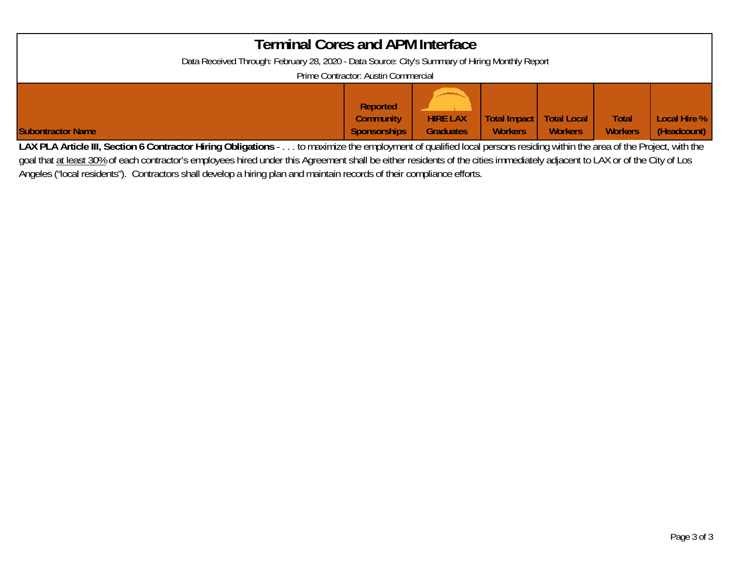# Terminal Cores and APM Interface

Data Received Through: February 28, 2020 - Data Source: City's Summary of Hiring Monthly Report

Prime Contractor: Austin Commercial

| Subontractor Name | Reported Community Sponsorships | HIRE LAX Graduates | Total Impact Workers | Total Local Workers | Total Workers | Local Hire % (Headcount) |
|---|---|---|---|---|---|---|

**LAX PLA Article III, Section 6 Contractor Hiring Obligations** - . . . to maximize the employment of qualified local persons residing within the area of the Project, with the goal that at least 30% of each contractor's employees hired under this Agreement shall be either residents of the cities immediately adjacent to LAX or of the City of Los Angeles ("local residents"). Contractors shall develop a hiring plan and maintain records of their compliance efforts.